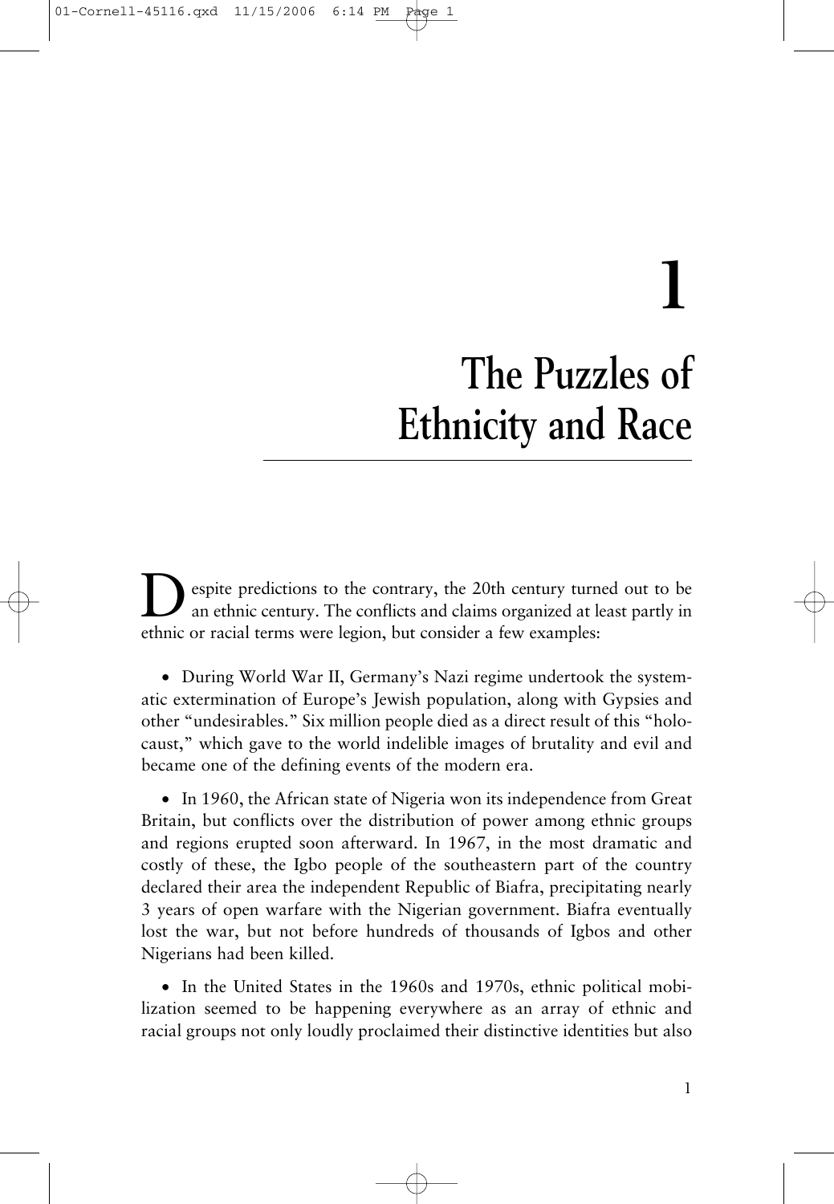# 1

# The Puzzles of Ethnicity and Race

Despite predictions to the contrary, the 20th century turned out to be an ethnic century. The conflicts and claims organized at least partly in ethnic or racial terms were legion, but consider a few examples:

- During World War II, Germany's Nazi regime undertook the systematic extermination of Europe's Jewish population, along with Gypsies and other "undesirables." Six million people died as a direct result of this "holocaust," which gave to the world indelible images of brutality and evil and became one of the defining events of the modern era.

- In 1960, the African state of Nigeria won its independence from Great Britain, but conflicts over the distribution of power among ethnic groups and regions erupted soon afterward. In 1967, in the most dramatic and costly of these, the Igbo people of the southeastern part of the country declared their area the independent Republic of Biafra, precipitating nearly 3 years of open warfare with the Nigerian government. Biafra eventually lost the war, but not before hundreds of thousands of Igbos and other Nigerians had been killed.

- In the United States in the 1960s and 1970s, ethnic political mobilization seemed to be happening everywhere as an array of ethnic and racial groups not only loudly proclaimed their distinctive identities but also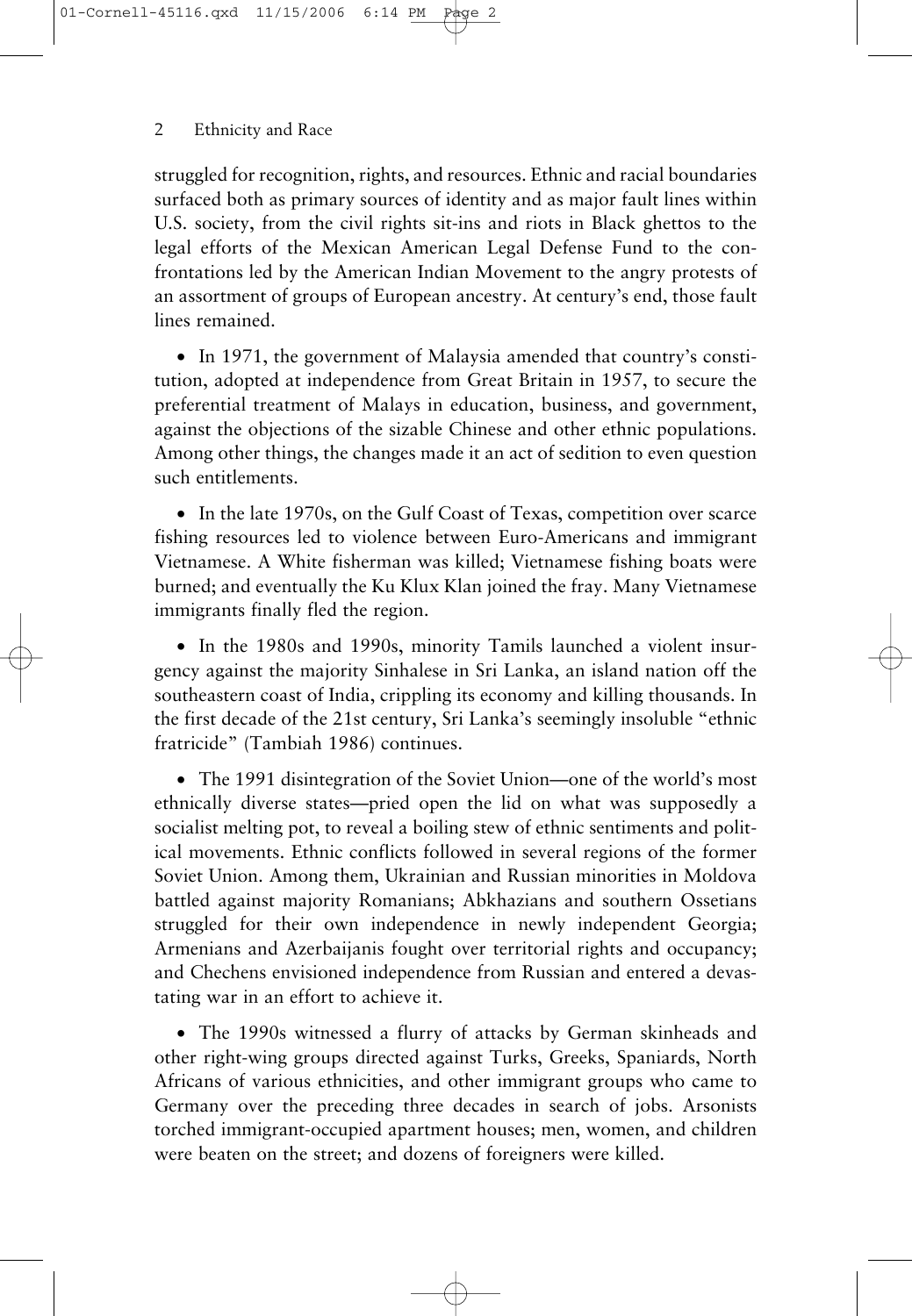struggled for recognition, rights, and resources. Ethnic and racial boundaries surfaced both as primary sources of identity and as major fault lines within U.S. society, from the civil rights sit-ins and riots in Black ghettos to the legal efforts of the Mexican American Legal Defense Fund to the confrontations led by the American Indian Movement to the angry protests of an assortment of groups of European ancestry. At century's end, those fault lines remained.

- In 1971, the government of Malaysia amended that country's constitution, adopted at independence from Great Britain in 1957, to secure the preferential treatment of Malays in education, business, and government, against the objections of the sizable Chinese and other ethnic populations. Among other things, the changes made it an act of sedition to even question such entitlements.

- In the late 1970s, on the Gulf Coast of Texas, competition over scarce fishing resources led to violence between Euro-Americans and immigrant Vietnamese. A White fisherman was killed; Vietnamese fishing boats were burned; and eventually the Ku Klux Klan joined the fray. Many Vietnamese immigrants finally fled the region.

- In the 1980s and 1990s, minority Tamils launched a violent insurgency against the majority Sinhalese in Sri Lanka, an island nation off the southeastern coast of India, crippling its economy and killing thousands. In the first decade of the 21st century, Sri Lanka's seemingly insoluble "ethnic fratricide" (Tambiah 1986) continues.

- The 1991 disintegration of the Soviet Union—one of the world's most ethnically diverse states—pried open the lid on what was supposedly a socialist melting pot, to reveal a boiling stew of ethnic sentiments and political movements. Ethnic conflicts followed in several regions of the former Soviet Union. Among them, Ukrainian and Russian minorities in Moldova battled against majority Romanians; Abkhazians and southern Ossetians struggled for their own independence in newly independent Georgia; Armenians and Azerbaijanis fought over territorial rights and occupancy; and Chechens envisioned independence from Russian and entered a devastating war in an effort to achieve it.

- The 1990s witnessed a flurry of attacks by German skinheads and other right-wing groups directed against Turks, Greeks, Spaniards, North Africans of various ethnicities, and other immigrant groups who came to Germany over the preceding three decades in search of jobs. Arsonists torched immigrant-occupied apartment houses; men, women, and children were beaten on the street; and dozens of foreigners were killed.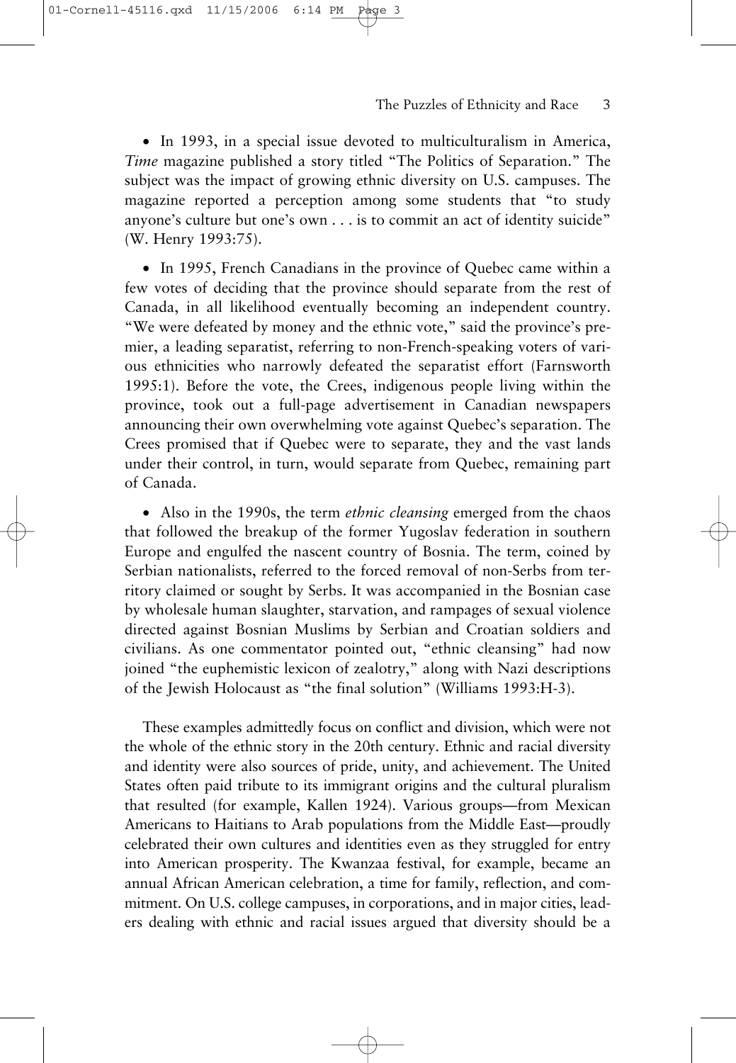- In 1993, in a special issue devoted to multiculturalism in America, *Time* magazine published a story titled "The Politics of Separation." The subject was the impact of growing ethnic diversity on U.S. campuses. The magazine reported a perception among some students that "to study anyone's culture but one's own . . . is to commit an act of identity suicide" (W. Henry 1993:75).

- In 1995, French Canadians in the province of Quebec came within a few votes of deciding that the province should separate from the rest of Canada, in all likelihood eventually becoming an independent country. "We were defeated by money and the ethnic vote," said the province's premier, a leading separatist, referring to non-French-speaking voters of various ethnicities who narrowly defeated the separatist effort (Farnsworth 1995:1). Before the vote, the Crees, indigenous people living within the province, took out a full-page advertisement in Canadian newspapers announcing their own overwhelming vote against Quebec's separation. The Crees promised that if Quebec were to separate, they and the vast lands under their control, in turn, would separate from Quebec, remaining part of Canada.

- Also in the 1990s, the term *ethnic cleansing* emerged from the chaos that followed the breakup of the former Yugoslav federation in southern Europe and engulfed the nascent country of Bosnia. The term, coined by Serbian nationalists, referred to the forced removal of non-Serbs from territory claimed or sought by Serbs. It was accompanied in the Bosnian case by wholesale human slaughter, starvation, and rampages of sexual violence directed against Bosnian Muslims by Serbian and Croatian soldiers and civilians. As one commentator pointed out, "ethnic cleansing" had now joined "the euphemistic lexicon of zealotry," along with Nazi descriptions of the Jewish Holocaust as "the final solution" (Williams 1993:H-3).

These examples admittedly focus on conflict and division, which were not the whole of the ethnic story in the 20th century. Ethnic and racial diversity and identity were also sources of pride, unity, and achievement. The United States often paid tribute to its immigrant origins and the cultural pluralism that resulted (for example, Kallen 1924). Various groups—from Mexican Americans to Haitians to Arab populations from the Middle East—proudly celebrated their own cultures and identities even as they struggled for entry into American prosperity. The Kwanzaa festival, for example, became an annual African American celebration, a time for family, reflection, and commitment. On U.S. college campuses, in corporations, and in major cities, leaders dealing with ethnic and racial issues argued that diversity should be a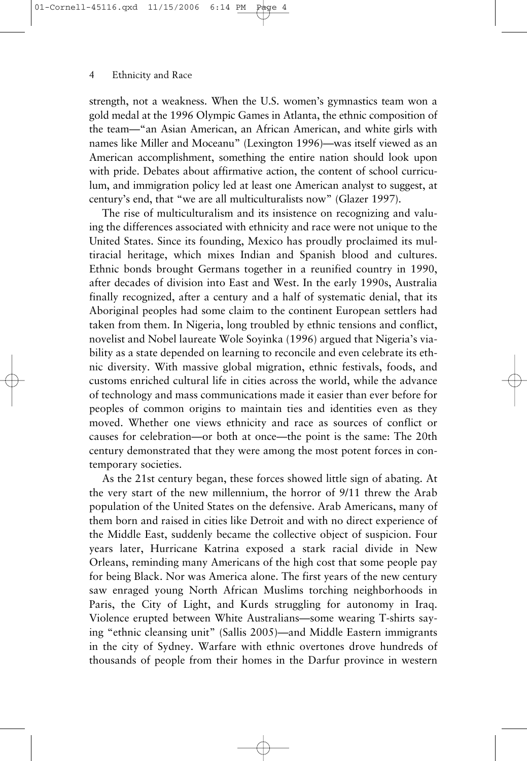strength, not a weakness. When the U.S. women's gymnastics team won a gold medal at the 1996 Olympic Games in Atlanta, the ethnic composition of the team—"an Asian American, an African American, and white girls with names like Miller and Moceanu" (Lexington 1996)—was itself viewed as an American accomplishment, something the entire nation should look upon with pride. Debates about affirmative action, the content of school curriculum, and immigration policy led at least one American analyst to suggest, at century's end, that "we are all multiculturalists now" (Glazer 1997).

The rise of multiculturalism and its insistence on recognizing and valuing the differences associated with ethnicity and race were not unique to the United States. Since its founding, Mexico has proudly proclaimed its multiracial heritage, which mixes Indian and Spanish blood and cultures. Ethnic bonds brought Germans together in a reunified country in 1990, after decades of division into East and West. In the early 1990s, Australia finally recognized, after a century and a half of systematic denial, that its Aboriginal peoples had some claim to the continent European settlers had taken from them. In Nigeria, long troubled by ethnic tensions and conflict, novelist and Nobel laureate Wole Soyinka (1996) argued that Nigeria's viability as a state depended on learning to reconcile and even celebrate its ethnic diversity. With massive global migration, ethnic festivals, foods, and customs enriched cultural life in cities across the world, while the advance of technology and mass communications made it easier than ever before for peoples of common origins to maintain ties and identities even as they moved. Whether one views ethnicity and race as sources of conflict or causes for celebration—or both at once—the point is the same: The 20th century demonstrated that they were among the most potent forces in contemporary societies.

As the 21st century began, these forces showed little sign of abating. At the very start of the new millennium, the horror of 9/11 threw the Arab population of the United States on the defensive. Arab Americans, many of them born and raised in cities like Detroit and with no direct experience of the Middle East, suddenly became the collective object of suspicion. Four years later, Hurricane Katrina exposed a stark racial divide in New Orleans, reminding many Americans of the high cost that some people pay for being Black. Nor was America alone. The first years of the new century saw enraged young North African Muslims torching neighborhoods in Paris, the City of Light, and Kurds struggling for autonomy in Iraq. Violence erupted between White Australians—some wearing T-shirts saying "ethnic cleansing unit" (Sallis 2005)—and Middle Eastern immigrants in the city of Sydney. Warfare with ethnic overtones drove hundreds of thousands of people from their homes in the Darfur province in western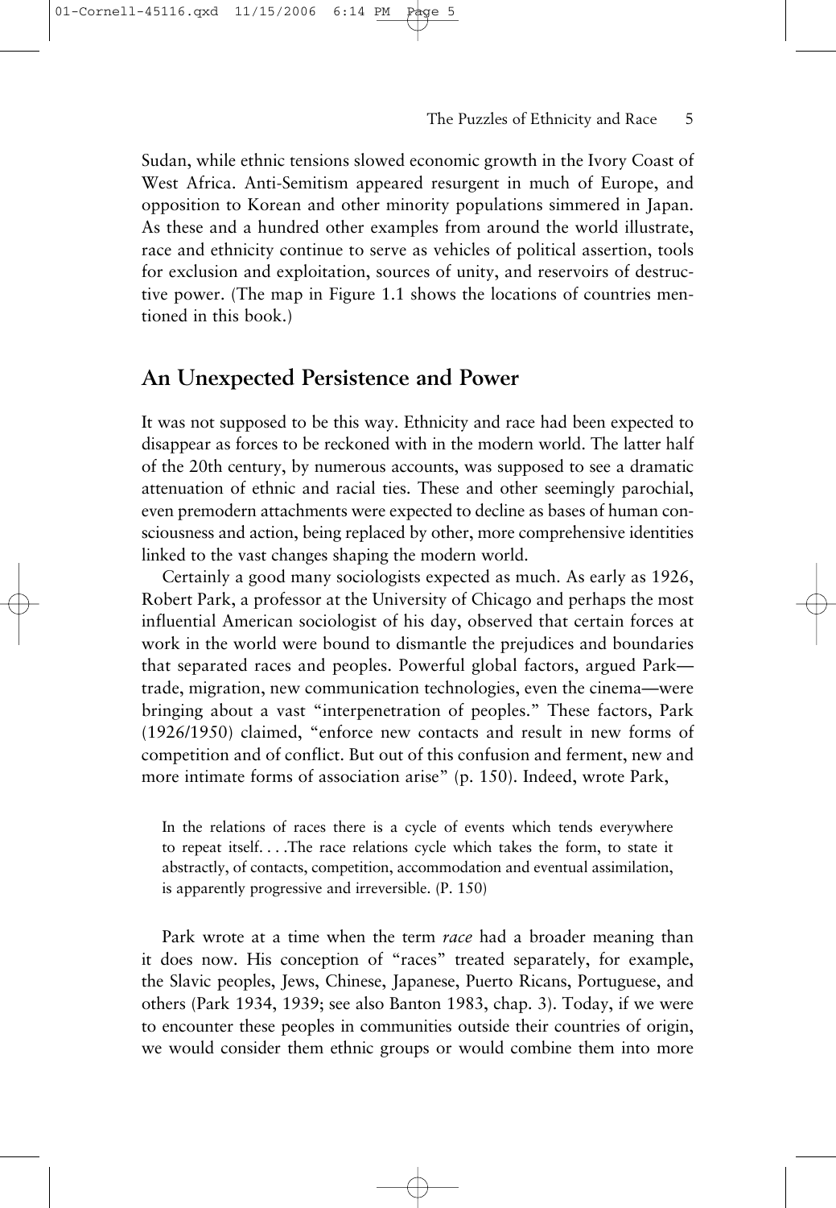Sudan, while ethnic tensions slowed economic growth in the Ivory Coast of West Africa. Anti-Semitism appeared resurgent in much of Europe, and opposition to Korean and other minority populations simmered in Japan. As these and a hundred other examples from around the world illustrate, race and ethnicity continue to serve as vehicles of political assertion, tools for exclusion and exploitation, sources of unity, and reservoirs of destructive power. (The map in Figure 1.1 shows the locations of countries mentioned in this book.)

## An Unexpected Persistence and Power

It was not supposed to be this way. Ethnicity and race had been expected to disappear as forces to be reckoned with in the modern world. The latter half of the 20th century, by numerous accounts, was supposed to see a dramatic attenuation of ethnic and racial ties. These and other seemingly parochial, even premodern attachments were expected to decline as bases of human consciousness and action, being replaced by other, more comprehensive identities linked to the vast changes shaping the modern world.

Certainly a good many sociologists expected as much. As early as 1926, Robert Park, a professor at the University of Chicago and perhaps the most influential American sociologist of his day, observed that certain forces at work in the world were bound to dismantle the prejudices and boundaries that separated races and peoples. Powerful global factors, argued Park—trade, migration, new communication technologies, even the cinema—were bringing about a vast "interpenetration of peoples." These factors, Park (1926/1950) claimed, "enforce new contacts and result in new forms of competition and of conflict. But out of this confusion and ferment, new and more intimate forms of association arise" (p. 150). Indeed, wrote Park,

> In the relations of races there is a cycle of events which tends everywhere to repeat itself. . . .The race relations cycle which takes the form, to state it abstractly, of contacts, competition, accommodation and eventual assimilation, is apparently progressive and irreversible. (P. 150)

Park wrote at a time when the term *race* had a broader meaning than it does now. His conception of "races" treated separately, for example, the Slavic peoples, Jews, Chinese, Japanese, Puerto Ricans, Portuguese, and others (Park 1934, 1939; see also Banton 1983, chap. 3). Today, if we were to encounter these peoples in communities outside their countries of origin, we would consider them ethnic groups or would combine them into more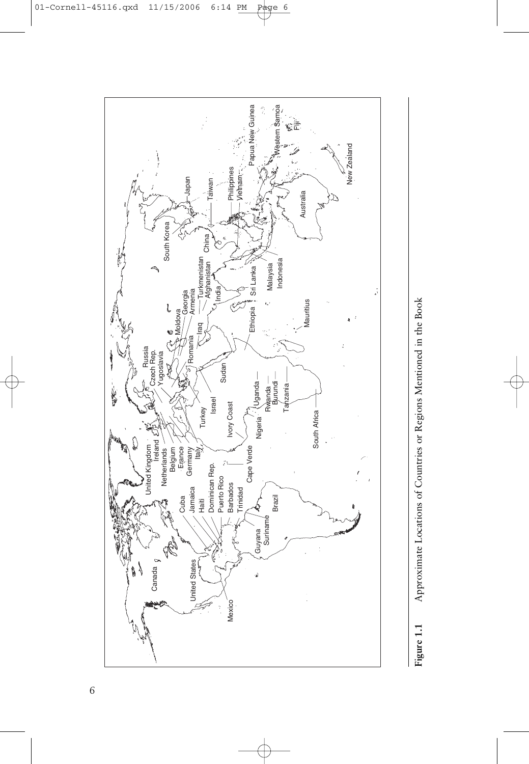Canada
United States
Mexico
Cuba
Jamaica
Haiti
Dominican Rep.
Puerto Rico
Barbados
Trinidad
Guyana
Suriname
Brazil
United Kingdom
Ireland
Netherlands
Belgium
France
Germany
Italy
Cape Verde
Ivory Coast
Nigeria
South Africa
Turkey
Israel
Russia
Czech Rep.
Yugoslavia
Sudan
Uganda
Rwanda
Burundi
Tanzania
Romania
Moldova
Iraq
Georgia
Armenia
Ethiopia
Mauritius
Turkmenistan
Afghanistan
India
Sri Lanka
Malaysia
Indonesia
South Korea
China
Japan
Taiwan
Philippines
Vietnam
Australia
Papua New Guinea
Western Samoa
Fiji
New Zealand

**Figure 1.1** Approximate Locations of Countries or Regions Mentioned in the Book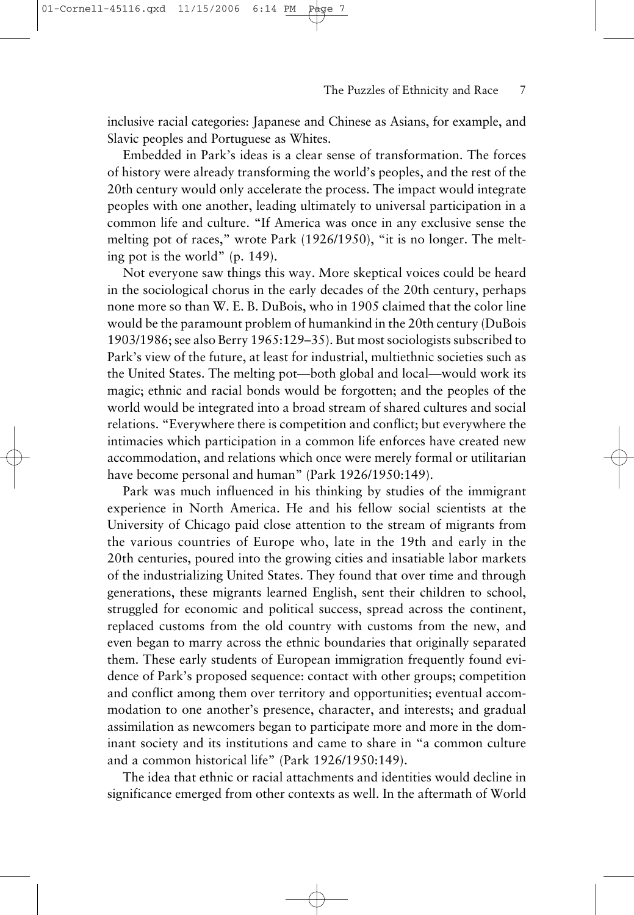inclusive racial categories: Japanese and Chinese as Asians, for example, and Slavic peoples and Portuguese as Whites.

Embedded in Park's ideas is a clear sense of transformation. The forces of history were already transforming the world's peoples, and the rest of the 20th century would only accelerate the process. The impact would integrate peoples with one another, leading ultimately to universal participation in a common life and culture. "If America was once in any exclusive sense the melting pot of races," wrote Park (1926/1950), "it is no longer. The melting pot is the world" (p. 149).

Not everyone saw things this way. More skeptical voices could be heard in the sociological chorus in the early decades of the 20th century, perhaps none more so than W. E. B. DuBois, who in 1905 claimed that the color line would be the paramount problem of humankind in the 20th century (DuBois 1903/1986; see also Berry 1965:129–35). But most sociologists subscribed to Park's view of the future, at least for industrial, multiethnic societies such as the United States. The melting pot—both global and local—would work its magic; ethnic and racial bonds would be forgotten; and the peoples of the world would be integrated into a broad stream of shared cultures and social relations. "Everywhere there is competition and conflict; but everywhere the intimacies which participation in a common life enforces have created new accommodation, and relations which once were merely formal or utilitarian have become personal and human" (Park 1926/1950:149).

Park was much influenced in his thinking by studies of the immigrant experience in North America. He and his fellow social scientists at the University of Chicago paid close attention to the stream of migrants from the various countries of Europe who, late in the 19th and early in the 20th centuries, poured into the growing cities and insatiable labor markets of the industrializing United States. They found that over time and through generations, these migrants learned English, sent their children to school, struggled for economic and political success, spread across the continent, replaced customs from the old country with customs from the new, and even began to marry across the ethnic boundaries that originally separated them. These early students of European immigration frequently found evidence of Park's proposed sequence: contact with other groups; competition and conflict among them over territory and opportunities; eventual accommodation to one another's presence, character, and interests; and gradual assimilation as newcomers began to participate more and more in the dominant society and its institutions and came to share in "a common culture and a common historical life" (Park 1926/1950:149).

The idea that ethnic or racial attachments and identities would decline in significance emerged from other contexts as well. In the aftermath of World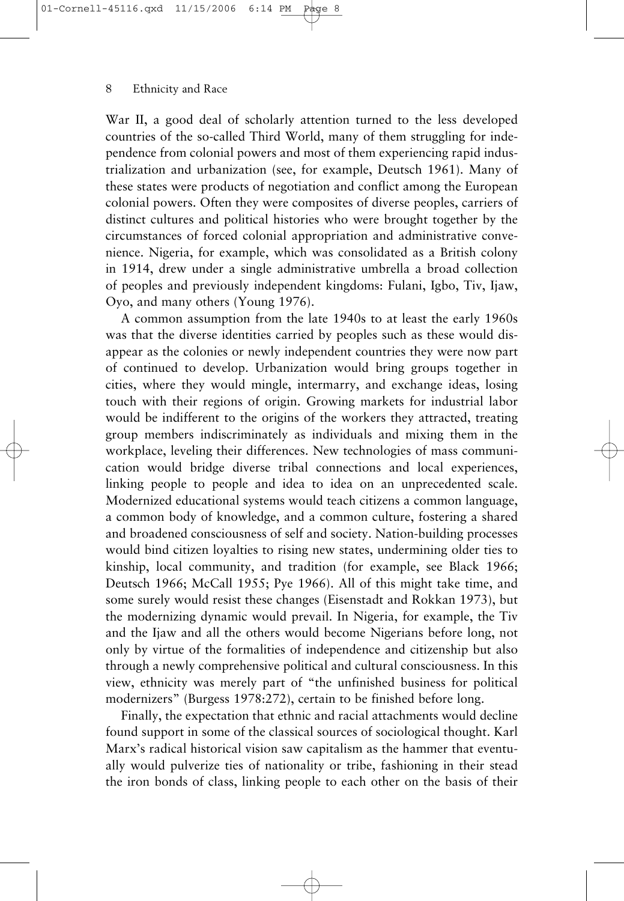War II, a good deal of scholarly attention turned to the less developed countries of the so-called Third World, many of them struggling for independence from colonial powers and most of them experiencing rapid industrialization and urbanization (see, for example, Deutsch 1961). Many of these states were products of negotiation and conflict among the European colonial powers. Often they were composites of diverse peoples, carriers of distinct cultures and political histories who were brought together by the circumstances of forced colonial appropriation and administrative convenience. Nigeria, for example, which was consolidated as a British colony in 1914, drew under a single administrative umbrella a broad collection of peoples and previously independent kingdoms: Fulani, Igbo, Tiv, Ijaw, Oyo, and many others (Young 1976).

A common assumption from the late 1940s to at least the early 1960s was that the diverse identities carried by peoples such as these would disappear as the colonies or newly independent countries they were now part of continued to develop. Urbanization would bring groups together in cities, where they would mingle, intermarry, and exchange ideas, losing touch with their regions of origin. Growing markets for industrial labor would be indifferent to the origins of the workers they attracted, treating group members indiscriminately as individuals and mixing them in the workplace, leveling their differences. New technologies of mass communication would bridge diverse tribal connections and local experiences, linking people to people and idea to idea on an unprecedented scale. Modernized educational systems would teach citizens a common language, a common body of knowledge, and a common culture, fostering a shared and broadened consciousness of self and society. Nation-building processes would bind citizen loyalties to rising new states, undermining older ties to kinship, local community, and tradition (for example, see Black 1966; Deutsch 1966; McCall 1955; Pye 1966). All of this might take time, and some surely would resist these changes (Eisenstadt and Rokkan 1973), but the modernizing dynamic would prevail. In Nigeria, for example, the Tiv and the Ijaw and all the others would become Nigerians before long, not only by virtue of the formalities of independence and citizenship but also through a newly comprehensive political and cultural consciousness. In this view, ethnicity was merely part of "the unfinished business for political modernizers" (Burgess 1978:272), certain to be finished before long.

Finally, the expectation that ethnic and racial attachments would decline found support in some of the classical sources of sociological thought. Karl Marx's radical historical vision saw capitalism as the hammer that eventually would pulverize ties of nationality or tribe, fashioning in their stead the iron bonds of class, linking people to each other on the basis of their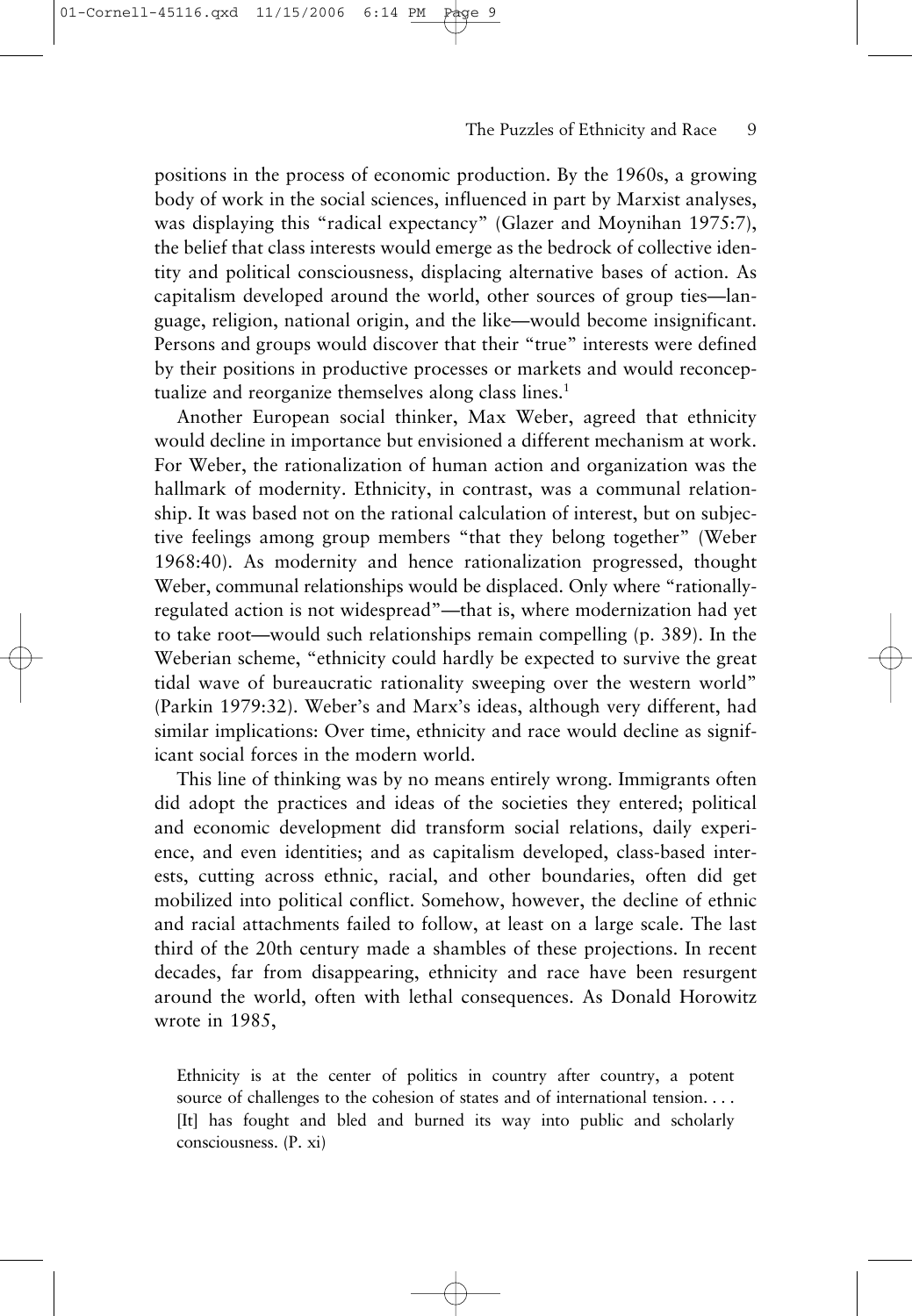positions in the process of economic production. By the 1960s, a growing body of work in the social sciences, influenced in part by Marxist analyses, was displaying this "radical expectancy" (Glazer and Moynihan 1975:7), the belief that class interests would emerge as the bedrock of collective identity and political consciousness, displacing alternative bases of action. As capitalism developed around the world, other sources of group ties—language, religion, national origin, and the like—would become insignificant. Persons and groups would discover that their "true" interests were defined by their positions in productive processes or markets and would reconceptualize and reorganize themselves along class lines.[1]

Another European social thinker, Max Weber, agreed that ethnicity would decline in importance but envisioned a different mechanism at work. For Weber, the rationalization of human action and organization was the hallmark of modernity. Ethnicity, in contrast, was a communal relationship. It was based not on the rational calculation of interest, but on subjective feelings among group members "that they belong together" (Weber 1968:40). As modernity and hence rationalization progressed, thought Weber, communal relationships would be displaced. Only where "rationally-regulated action is not widespread"—that is, where modernization had yet to take root—would such relationships remain compelling (p. 389). In the Weberian scheme, "ethnicity could hardly be expected to survive the great tidal wave of bureaucratic rationality sweeping over the western world" (Parkin 1979:32). Weber's and Marx's ideas, although very different, had similar implications: Over time, ethnicity and race would decline as significant social forces in the modern world.

This line of thinking was by no means entirely wrong. Immigrants often did adopt the practices and ideas of the societies they entered; political and economic development did transform social relations, daily experience, and even identities; and as capitalism developed, class-based interests, cutting across ethnic, racial, and other boundaries, often did get mobilized into political conflict. Somehow, however, the decline of ethnic and racial attachments failed to follow, at least on a large scale. The last third of the 20th century made a shambles of these projections. In recent decades, far from disappearing, ethnicity and race have been resurgent around the world, often with lethal consequences. As Donald Horowitz wrote in 1985,

> Ethnicity is at the center of politics in country after country, a potent source of challenges to the cohesion of states and of international tension. . . . [It] has fought and bled and burned its way into public and scholarly consciousness. (P. xi)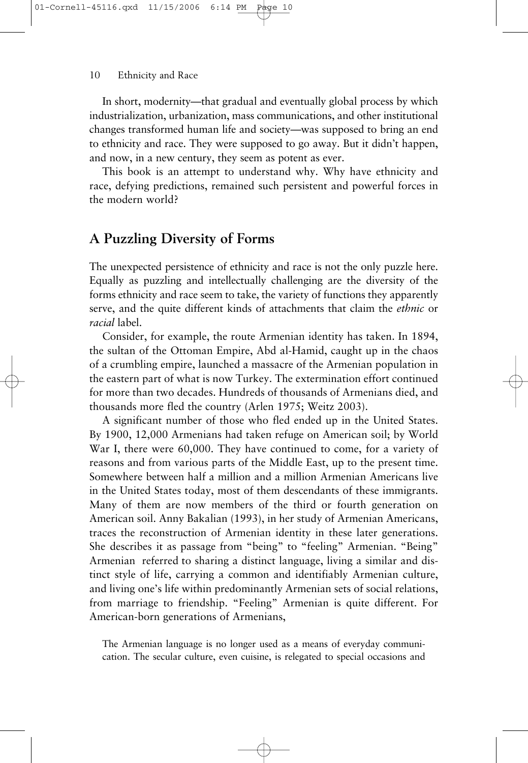In short, modernity—that gradual and eventually global process by which industrialization, urbanization, mass communications, and other institutional changes transformed human life and society—was supposed to bring an end to ethnicity and race. They were supposed to go away. But it didn't happen, and now, in a new century, they seem as potent as ever.

This book is an attempt to understand why. Why have ethnicity and race, defying predictions, remained such persistent and powerful forces in the modern world?

## A Puzzling Diversity of Forms

The unexpected persistence of ethnicity and race is not the only puzzle here. Equally as puzzling and intellectually challenging are the diversity of the forms ethnicity and race seem to take, the variety of functions they apparently serve, and the quite different kinds of attachments that claim the *ethnic* or *racial* label.

Consider, for example, the route Armenian identity has taken. In 1894, the sultan of the Ottoman Empire, Abd al-Hamid, caught up in the chaos of a crumbling empire, launched a massacre of the Armenian population in the eastern part of what is now Turkey. The extermination effort continued for more than two decades. Hundreds of thousands of Armenians died, and thousands more fled the country (Arlen 1975; Weitz 2003).

A significant number of those who fled ended up in the United States. By 1900, 12,000 Armenians had taken refuge on American soil; by World War I, there were 60,000. They have continued to come, for a variety of reasons and from various parts of the Middle East, up to the present time. Somewhere between half a million and a million Armenian Americans live in the United States today, most of them descendants of these immigrants. Many of them are now members of the third or fourth generation on American soil. Anny Bakalian (1993), in her study of Armenian Americans, traces the reconstruction of Armenian identity in these later generations. She describes it as passage from "being" to "feeling" Armenian. "Being" Armenian referred to sharing a distinct language, living a similar and distinct style of life, carrying a common and identifiably Armenian culture, and living one's life within predominantly Armenian sets of social relations, from marriage to friendship. "Feeling" Armenian is quite different. For American-born generations of Armenians,

> The Armenian language is no longer used as a means of everyday communication. The secular culture, even cuisine, is relegated to special occasions and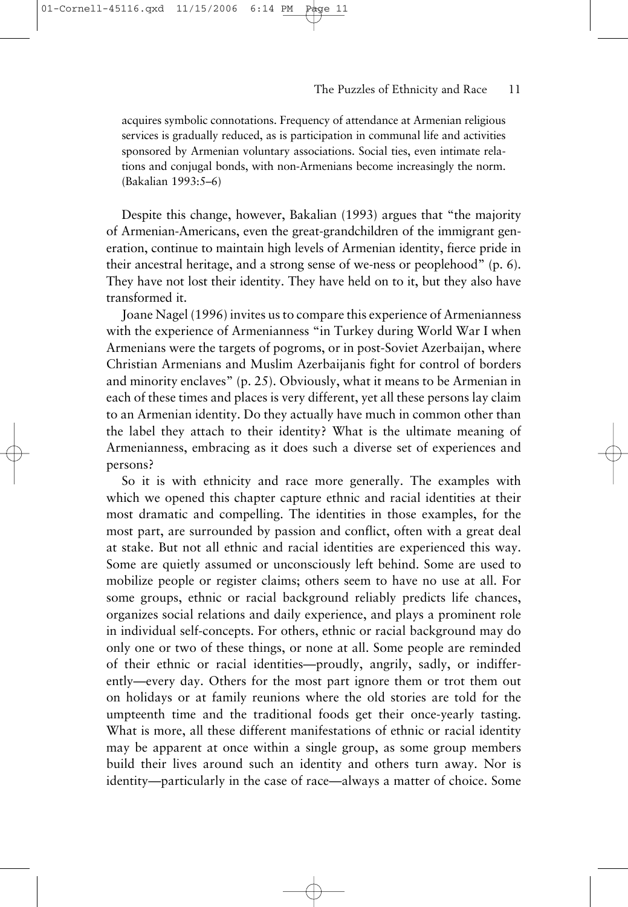acquires symbolic connotations. Frequency of attendance at Armenian religious services is gradually reduced, as is participation in communal life and activities sponsored by Armenian voluntary associations. Social ties, even intimate relations and conjugal bonds, with non-Armenians become increasingly the norm. (Bakalian 1993:5–6)

Despite this change, however, Bakalian (1993) argues that "the majority of Armenian-Americans, even the great-grandchildren of the immigrant generation, continue to maintain high levels of Armenian identity, fierce pride in their ancestral heritage, and a strong sense of we-ness or peoplehood" (p. 6). They have not lost their identity. They have held on to it, but they also have transformed it.

Joane Nagel (1996) invites us to compare this experience of Armenianness with the experience of Armenianness "in Turkey during World War I when Armenians were the targets of pogroms, or in post-Soviet Azerbaijan, where Christian Armenians and Muslim Azerbaijanis fight for control of borders and minority enclaves" (p. 25). Obviously, what it means to be Armenian in each of these times and places is very different, yet all these persons lay claim to an Armenian identity. Do they actually have much in common other than the label they attach to their identity? What is the ultimate meaning of Armenianness, embracing as it does such a diverse set of experiences and persons?

So it is with ethnicity and race more generally. The examples with which we opened this chapter capture ethnic and racial identities at their most dramatic and compelling. The identities in those examples, for the most part, are surrounded by passion and conflict, often with a great deal at stake. But not all ethnic and racial identities are experienced this way. Some are quietly assumed or unconsciously left behind. Some are used to mobilize people or register claims; others seem to have no use at all. For some groups, ethnic or racial background reliably predicts life chances, organizes social relations and daily experience, and plays a prominent role in individual self-concepts. For others, ethnic or racial background may do only one or two of these things, or none at all. Some people are reminded of their ethnic or racial identities—proudly, angrily, sadly, or indifferently—every day. Others for the most part ignore them or trot them out on holidays or at family reunions where the old stories are told for the umpteenth time and the traditional foods get their once-yearly tasting. What is more, all these different manifestations of ethnic or racial identity may be apparent at once within a single group, as some group members build their lives around such an identity and others turn away. Nor is identity—particularly in the case of race—always a matter of choice. Some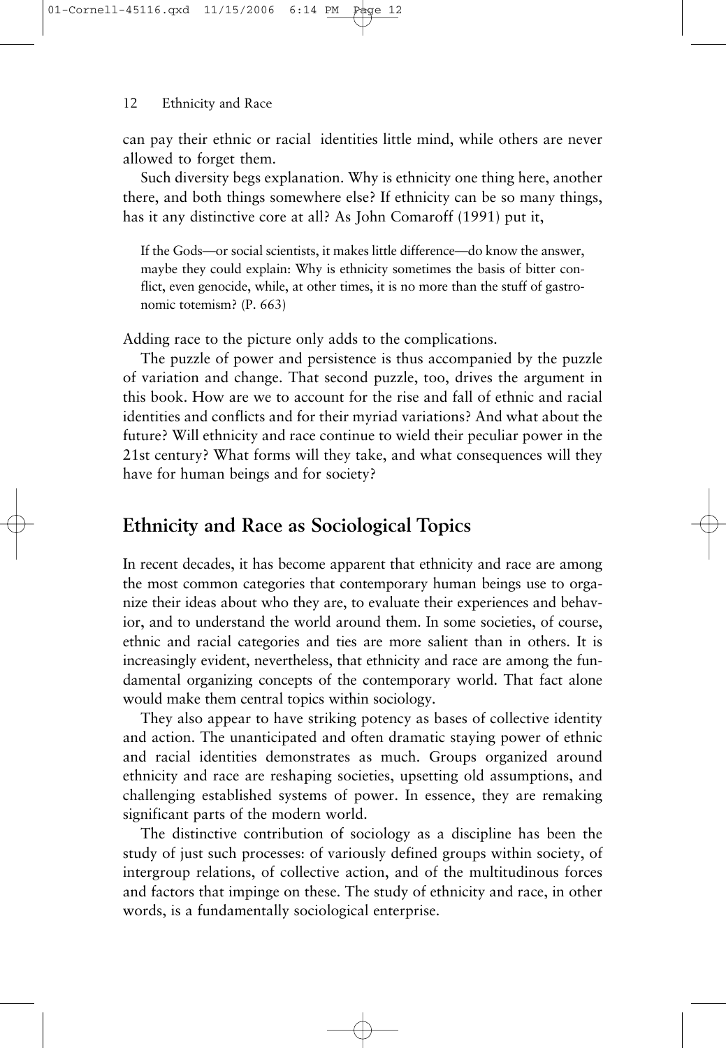can pay their ethnic or racial identities little mind, while others are never allowed to forget them.

Such diversity begs explanation. Why is ethnicity one thing here, another there, and both things somewhere else? If ethnicity can be so many things, has it any distinctive core at all? As John Comaroff (1991) put it,

> If the Gods—or social scientists, it makes little difference—do know the answer, maybe they could explain: Why is ethnicity sometimes the basis of bitter conflict, even genocide, while, at other times, it is no more than the stuff of gastronomic totemism? (P. 663)

Adding race to the picture only adds to the complications.

The puzzle of power and persistence is thus accompanied by the puzzle of variation and change. That second puzzle, too, drives the argument in this book. How are we to account for the rise and fall of ethnic and racial identities and conflicts and for their myriad variations? And what about the future? Will ethnicity and race continue to wield their peculiar power in the 21st century? What forms will they take, and what consequences will they have for human beings and for society?

## Ethnicity and Race as Sociological Topics

In recent decades, it has become apparent that ethnicity and race are among the most common categories that contemporary human beings use to organize their ideas about who they are, to evaluate their experiences and behavior, and to understand the world around them. In some societies, of course, ethnic and racial categories and ties are more salient than in others. It is increasingly evident, nevertheless, that ethnicity and race are among the fundamental organizing concepts of the contemporary world. That fact alone would make them central topics within sociology.

They also appear to have striking potency as bases of collective identity and action. The unanticipated and often dramatic staying power of ethnic and racial identities demonstrates as much. Groups organized around ethnicity and race are reshaping societies, upsetting old assumptions, and challenging established systems of power. In essence, they are remaking significant parts of the modern world.

The distinctive contribution of sociology as a discipline has been the study of just such processes: of variously defined groups within society, of intergroup relations, of collective action, and of the multitudinous forces and factors that impinge on these. The study of ethnicity and race, in other words, is a fundamentally sociological enterprise.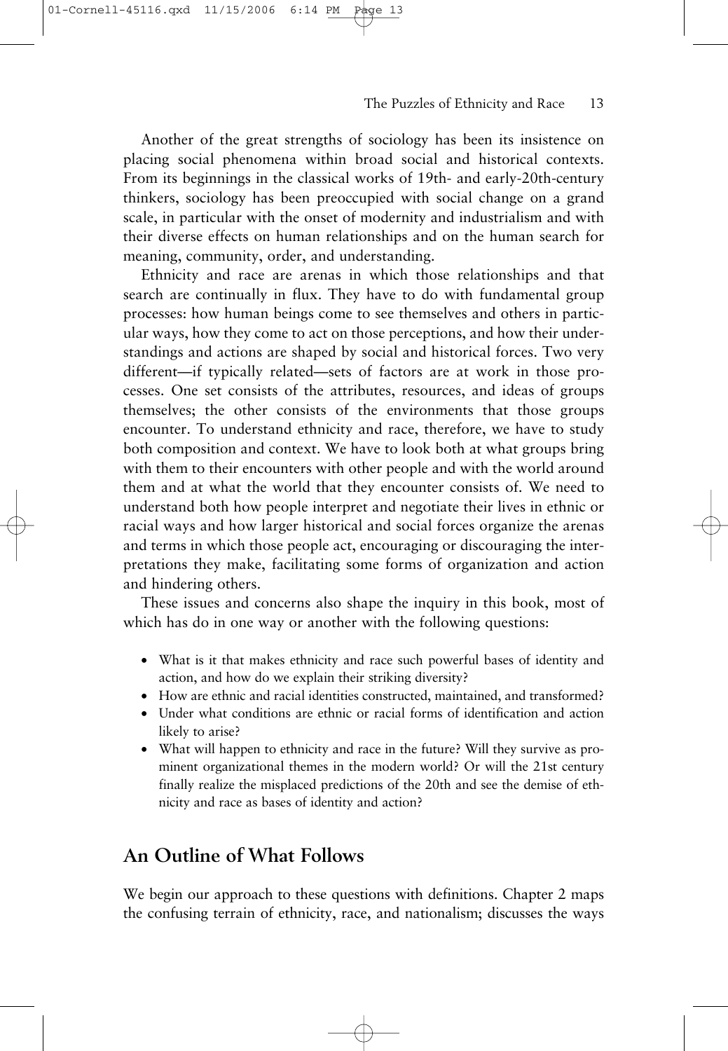Another of the great strengths of sociology has been its insistence on placing social phenomena within broad social and historical contexts. From its beginnings in the classical works of 19th- and early-20th-century thinkers, sociology has been preoccupied with social change on a grand scale, in particular with the onset of modernity and industrialism and with their diverse effects on human relationships and on the human search for meaning, community, order, and understanding.

Ethnicity and race are arenas in which those relationships and that search are continually in flux. They have to do with fundamental group processes: how human beings come to see themselves and others in particular ways, how they come to act on those perceptions, and how their understandings and actions are shaped by social and historical forces. Two very different—if typically related—sets of factors are at work in those processes. One set consists of the attributes, resources, and ideas of groups themselves; the other consists of the environments that those groups encounter. To understand ethnicity and race, therefore, we have to study both composition and context. We have to look both at what groups bring with them to their encounters with other people and with the world around them and at what the world that they encounter consists of. We need to understand both how people interpret and negotiate their lives in ethnic or racial ways and how larger historical and social forces organize the arenas and terms in which those people act, encouraging or discouraging the interpretations they make, facilitating some forms of organization and action and hindering others.

These issues and concerns also shape the inquiry in this book, most of which has do in one way or another with the following questions:

- What is it that makes ethnicity and race such powerful bases of identity and action, and how do we explain their striking diversity?
- How are ethnic and racial identities constructed, maintained, and transformed?
- Under what conditions are ethnic or racial forms of identification and action likely to arise?
- What will happen to ethnicity and race in the future? Will they survive as prominent organizational themes in the modern world? Or will the 21st century finally realize the misplaced predictions of the 20th and see the demise of ethnicity and race as bases of identity and action?

## An Outline of What Follows

We begin our approach to these questions with definitions. Chapter 2 maps the confusing terrain of ethnicity, race, and nationalism; discusses the ways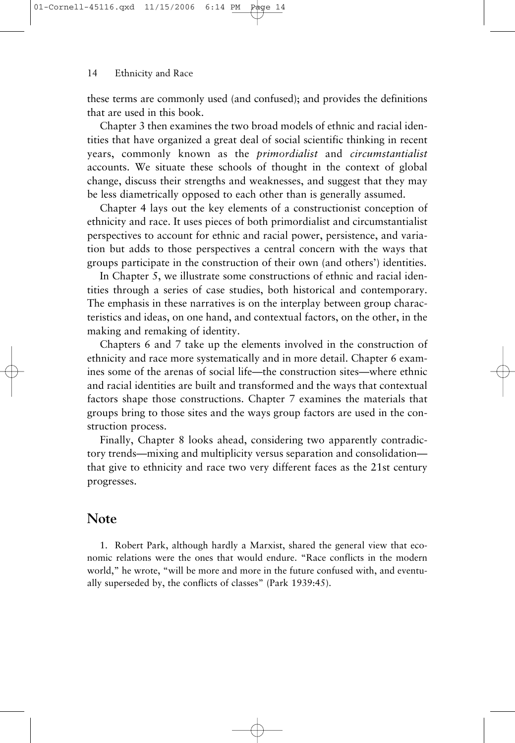these terms are commonly used (and confused); and provides the definitions that are used in this book.

Chapter 3 then examines the two broad models of ethnic and racial identities that have organized a great deal of social scientific thinking in recent years, commonly known as the *primordialist* and *circumstantialist* accounts. We situate these schools of thought in the context of global change, discuss their strengths and weaknesses, and suggest that they may be less diametrically opposed to each other than is generally assumed.

Chapter 4 lays out the key elements of a constructionist conception of ethnicity and race. It uses pieces of both primordialist and circumstantialist perspectives to account for ethnic and racial power, persistence, and variation but adds to those perspectives a central concern with the ways that groups participate in the construction of their own (and others') identities.

In Chapter 5, we illustrate some constructions of ethnic and racial identities through a series of case studies, both historical and contemporary. The emphasis in these narratives is on the interplay between group characteristics and ideas, on one hand, and contextual factors, on the other, in the making and remaking of identity.

Chapters 6 and 7 take up the elements involved in the construction of ethnicity and race more systematically and in more detail. Chapter 6 examines some of the arenas of social life—the construction sites—where ethnic and racial identities are built and transformed and the ways that contextual factors shape those constructions. Chapter 7 examines the materials that groups bring to those sites and the ways group factors are used in the construction process.

Finally, Chapter 8 looks ahead, considering two apparently contradictory trends—mixing and multiplicity versus separation and consolidation—that give to ethnicity and race two very different faces as the 21st century progresses.

## Note

1. Robert Park, although hardly a Marxist, shared the general view that economic relations were the ones that would endure. "Race conflicts in the modern world," he wrote, "will be more and more in the future confused with, and eventually superseded by, the conflicts of classes" (Park 1939:45).